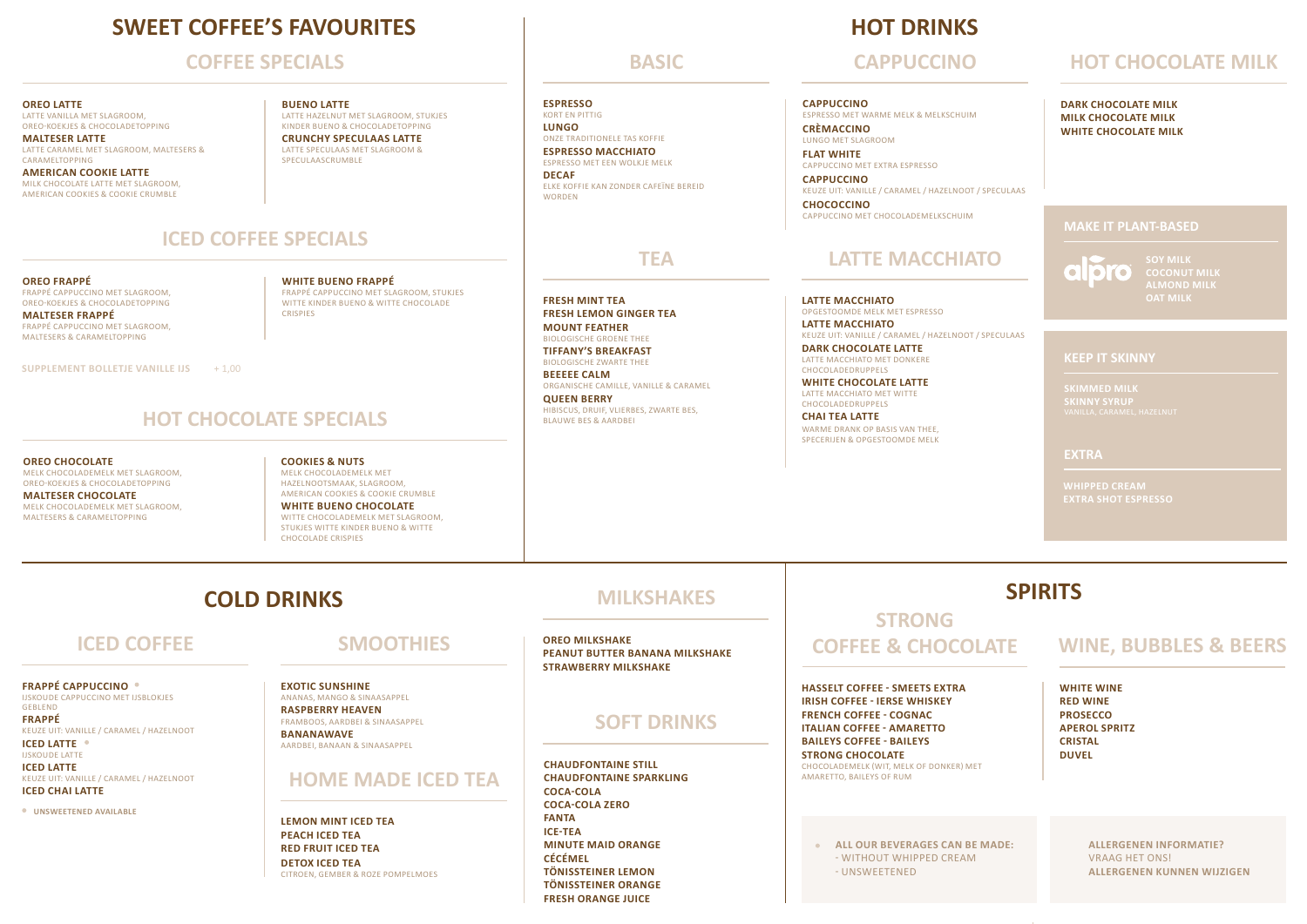# SWEET COFFEE'S FAVOURITES

## COFFEE SPECIALS

**OREO LATTE**
LATTE VANILLA MET SLAGROOM, OREO-KOEKJES & CHOCOLADETOPPING

**MALTESER LATTE**
LATTE CARAMEL MET SLAGROOM, MALTESERS & CARAMELTOPPING

**AMERICAN COOKIE LATTE**
MILK CHOCOLATE LATTE MET SLAGROOM, AMERICAN COOKIES & COOKIE CRUMBLE

**BUENO LATTE**
LATTE HAZELNUT MET SLAGROOM, STUKJES KINDER BUENO & CHOCOLADETOPPING

**CRUNCHY SPECULAAS LATTE**
LATTE SPECULAAS MET SLAGROOM & SPECULAASCRUMBLE

## ICED COFFEE SPECIALS

**OREO FRAPPÉ**
FRAPPÉ CAPPUCCINO MET SLAGROOM, OREO-KOEKJES & CHOCOLADETOPPING

**MALTESER FRAPPÉ**
FRAPPÉ CAPPUCCINO MET SLAGROOM, MALTESERS & CARAMELTOPPING

**WHITE BUENO FRAPPÉ**
FRAPPÉ CAPPUCCINO MET SLAGROOM, STUKJES WITTE KINDER BUENO & WITTE CHOCOLADE CRISPIES

SUPPLEMENT BOLLETJE VANILLE IJS + 1,00

## HOT CHOCOLATE SPECIALS

**OREO CHOCOLATE**
MELK CHOCOLADEMELK MET SLAGROOM, OREO-KOEKJES & CHOCOLADETOPPING

**MALTESER CHOCOLATE**
MELK CHOCOLADEMELK MET SLAGROOM, MALTESERS & CARAMELTOPPING

**COOKIES & NUTS**
MELK CHOCOLADEMELK MET HAZELNOOTSMAAK, SLAGROOM, AMERICAN COOKIES & COOKIE CRUMBLE

**WHITE BUENO CHOCOLATE**
WITTE CHOCOLADEMELK MET SLAGROOM, STUKJES WITTE KINDER BUENO & WITTE CHOCOLADE CRISPIES

# HOT DRINKS

## BASIC

**ESPRESSO**
KORT EN PITTIG

**LUNGO**
ONZE TRADITIONELE TAS KOFFIE

**ESPRESSO MACCHIATO**
ESPRESSO MET EEN WOLKJE MELK

**DECAF**
ELKE KOFFIE KAN ZONDER CAFEÏNE BEREID WORDEN

## TEA

**FRESH MINT TEA**

**FRESH LEMON GINGER TEA**

**MOUNT FEATHER**
BIOLOGISCHE GROENE THEE

**TIFFANY'S BREAKFAST**
BIOLOGISCHE ZWARTE THEE

**BEEEEE CALM**
ORGANISCHE CAMILLE, VANILLE & CARAMEL

**QUEEN BERRY**
HIBISCUS, DRUIF, VLIERBES, ZWARTE BES, BLAUWE BES & AARDBEI

## CAPPUCCINO

**CAPPUCCINO**
ESPRESSO MET WARME MELK & MELKSCHUIM

**CRÈMACCINO**
LUNGO MET SLAGROOM

**FLAT WHITE**
CAPPUCCINO MET EXTRA ESPRESSO

**CAPPUCCINO**
KEUZE UIT: VANILLE / CARAMEL / HAZELNOOT / SPECULAAS

**CHOCOCCINO**
CAPPUCCINO MET CHOCOLADEMELKSCHUIM

## LATTE MACCHIATO

**LATTE MACCHIATO**
OPGESTOOMDE MELK MET ESPRESSO

**LATTE MACCHIATO**
KEUZE UIT: VANILLE / CARAMEL / HAZELNOOT / SPECULAAS

**DARK CHOCOLATE LATTE**
LATTE MACCHIATO MET DONKERE CHOCOLADEDRUPPELS

**WHITE CHOCOLATE LATTE**
LATTE MACCHIATO MET WITTE CHOCOLADEDRUPPELS

**CHAI TEA LATTE**
WARME DRANK OP BASIS VAN THEE, SPECERIJEN & OPGESTOOMDE MELK

## HOT CHOCOLATE MILK

**DARK CHOCOLATE MILK**
**MILK CHOCOLATE MILK**
**WHITE CHOCOLATE MILK**

### MAKE IT PLANT-BASED

alpro

**SOY MILK**
**COCONUT MILK**
**ALMOND MILK**
**OAT MILK**

### KEEP IT SKINNY

**SKIMMED MILK**
**SKINNY SYRUP**
VANILLA, CARAMEL, HAZELNUT

### EXTRA

**WHIPPED CREAM**
**EXTRA SHOT ESPRESSO**

# COLD DRINKS

## ICED COFFEE

**FRAPPÉ CAPPUCCINO** •
IJSKOUDE CAPPUCCINO MET IJSBLOKJES GEBLEND

**FRAPPÉ**
KEUZE UIT: VANILLE / CARAMEL / HAZELNOOT

**ICED LATTE** •
IJSKOUDE LATTE

**ICED LATTE**
KEUZE UIT: VANILLE / CARAMEL / HAZELNOOT

**ICED CHAI LATTE**

• UNSWEETENED AVAILABLE

## SMOOTHIES

**EXOTIC SUNSHINE**
ANANAS, MANGO & SINAASAPPEL

**RASPBERRY HEAVEN**
FRAMBOOS, AARDBEI & SINAASAPPEL

**BANANAWAVE**
AARDBEI, BANAAN & SINAASAPPEL

## HOME MADE ICED TEA

**LEMON MINT ICED TEA**
**PEACH ICED TEA**
**RED FRUIT ICED TEA**
**DETOX ICED TEA**
CITROEN, GEMBER & ROZE POMPELMOES

## MILKSHAKES

**OREO MILKSHAKE**
**PEANUT BUTTER BANANA MILKSHAKE**
**STRAWBERRY MILKSHAKE**

## SOFT DRINKS

**CHAUDFONTAINE STILL**
**CHAUDFONTAINE SPARKLING**
**COCA-COLA**
**COCA-COLA ZERO**
**FANTA**
**ICE-TEA**
**MINUTE MAID ORANGE**
**CÉCÉMEL**
**TÖNISSTEINER LEMON**
**TÖNISSTEINER ORANGE**
**FRESH ORANGE JUICE**

# SPIRITS

## STRONG COFFEE & CHOCOLATE

**HASSELT COFFEE - SMEETS EXTRA**
**IRISH COFFEE - IERSE WHISKEY**
**FRENCH COFFEE - COGNAC**
**ITALIAN COFFEE - AMARETTO**
**BAILEYS COFFEE - BAILEYS**
**STRONG CHOCOLATE**
CHOCOLADEMELK (WIT, MELK OF DONKER) MET AMARETTO, BAILEYS OF RUM

## WINE, BUBBLES & BEERS

**WHITE WINE**
**RED WINE**
**PROSECCO**
**APEROL SPRITZ**
**CRISTAL**
**DUVEL**

• **ALL OUR BEVERAGES CAN BE MADE:**
- WITHOUT WHIPPED CREAM
- UNSWEETENED

**ALLERGENEN INFORMATIE?**
VRAAG HET ONS!
**ALLERGENEN KUNNEN WIJZIGEN**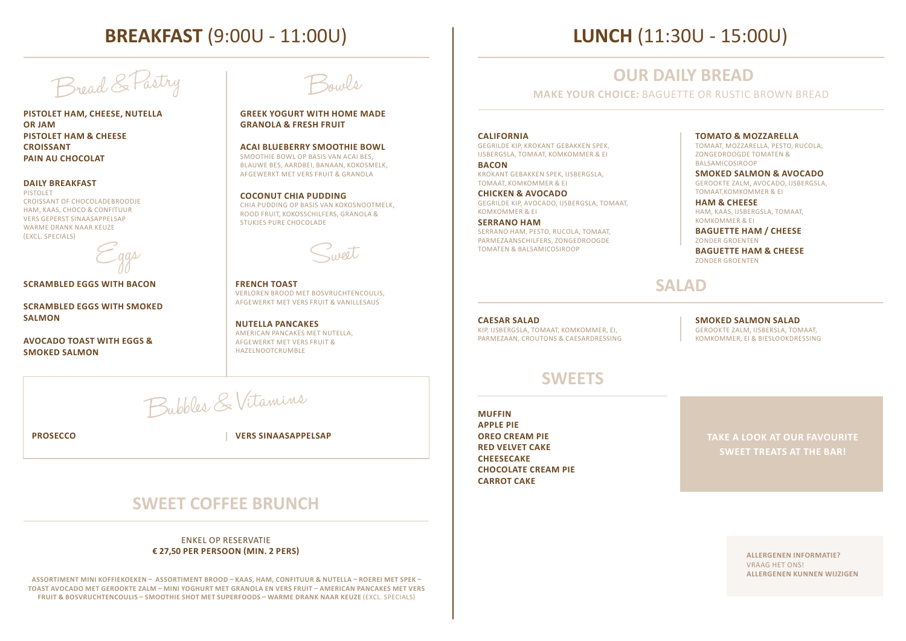# BREAKFAST (9:00U - 11:00U)

## Bread & Pastry

**PISTOLET HAM, CHEESE, NUTELLA OR JAM**
**PISTOLET HAM & CHEESE**
**CROISSANT**
**PAIN AU CHOCOLAT**

**DAILY BREAKFAST**
PISTOLET
CROISSANT OF CHOCOLADEBROODJE
HAM, KAAS, CHOCO & CONFITUUR
VERS GEPERST SINAASAPPELSAP
WARME DRANK NAAR KEUZE
(EXCL. SPECIALS)

## Eggs

**SCRAMBLED EGGS WITH BACON**

**SCRAMBLED EGGS WITH SMOKED SALMON**

**AVOCADO TOAST WITH EGGS & SMOKED SALMON**

## Bowls

**GREEK YOGURT WITH HOME MADE GRANOLA & FRESH FRUIT**

**ACAI BLUEBERRY SMOOTHIE BOWL**
SMOOTHIE BOWL OP BASIS VAN ACAI BES, BLAUWE BES, AARDBEI, BANAAN, KOKOSMELK, AFGEWERKT MET VERS FRUIT & GRANOLA

**COCONUT CHIA PUDDING**
CHIA PUDDING OP BASIS VAN KOKOSNOOTMELK, ROOD FRUIT, KOKOSSCHILFERS, GRANOLA & STUKJES PURE CHOCOLADE

## Sweet

**FRENCH TOAST**
VERLOREN BROOD MET BOSVRUCHTENCOULIS, AFGEWERKT MET VERS FRUIT & VANILLESAUS

**NUTELLA PANCAKES**
AMERICAN PANCAKES MET NUTELLA, AFGEWERKT MET VERS FRUIT & HAZELNOOTCRUMBLE

## Bubbles & Vitamins

**PROSECCO** | **VERS SINAASAPPELSAP**

## SWEET COFFEE BRUNCH

ENKEL OP RESERVATIE
**€ 27,50 PER PERSOON (MIN. 2 PERS)**

**ASSORTIMENT MINI KOFFIEKOEKEN – ASSORTIMENT BROOD – KAAS, HAM, CONFITUUR & NUTELLA – ROEREI MET SPEK – TOAST AVOCADO MET GEROOKTE ZALM – MINI YOGHURT MET GRANOLA EN VERS FRUIT – AMERICAN PANCAKES MET VERS FRUIT & BOSVRUCHTENCOULIS – SMOOTHIE SHOT MET SUPERFOODS – WARME DRANK NAAR KEUZE** (EXCL. SPECIALS)

# LUNCH (11:30U - 15:00U)

## OUR DAILY BREAD

**MAKE YOUR CHOICE:** BAGUETTE OR RUSTIC BROWN BREAD

**CALIFORNIA**
GEGRILDE KIP, KROKANT GEBAKKEN SPEK, IJSBERGSLA, TOMAAT, KOMKOMMER & EI

**BACON**
KROKANT GEBAKKEN SPEK, IJSBERGSLA, TOMAAT, KOMKOMMER & EI

**CHICKEN & AVOCADO**
GEGRILDE KIP, AVOCADO, IJSBERGSLA, TOMAAT, KOMKOMMER & EI

**SERRANO HAM**
SERRANO HAM, PESTO, RUCOLA, TOMAAT, PARMEZAANSCHILFERS, ZONGEDROOGDE TOMATEN & BALSAMICOSIROOP

**TOMATO & MOZZARELLA**
TOMAAT, MOZZARELLA, PESTO, RUCOLA, ZONGEDROOGDE TOMATEN & BALSAMICOSIROOP

**SMOKED SALMON & AVOCADO**
GEROOKTE ZALM, AVOCADO, IJSBERGSLA, TOMAAT,KOMKOMMER & EI

**HAM & CHEESE**
HAM, KAAS, IJSBERGSLA, TOMAAT, KOMKOMMER & EI

**BAGUETTE HAM / CHEESE**
ZONDER GROENTEN

**BAGUETTE HAM & CHEESE**
ZONDER GROENTEN

## SALAD

**CAESAR SALAD**
KIP, IJSBERGSLA, TOMAAT, KOMKOMMER, EI, PARMEZAAN, CROUTONS & CAESARDRESSING

**SMOKED SALMON SALAD**
GEROOKTE ZALM, IJSBERSLA, TOMAAT, KOMKOMMER, EI & BIESLOOKDRESSING

## SWEETS

**MUFFIN**
**APPLE PIE**
**OREO CREAM PIE**
**RED VELVET CAKE**
**CHEESECAKE**
**CHOCOLATE CREAM PIE**
**CARROT CAKE**

**TAKE A LOOK AT OUR FAVOURITE SWEET TREATS AT THE BAR!**

**ALLERGENEN INFORMATIE?**
VRAAG HET ONS!
**ALLERGENEN KUNNEN WIJZIGEN**